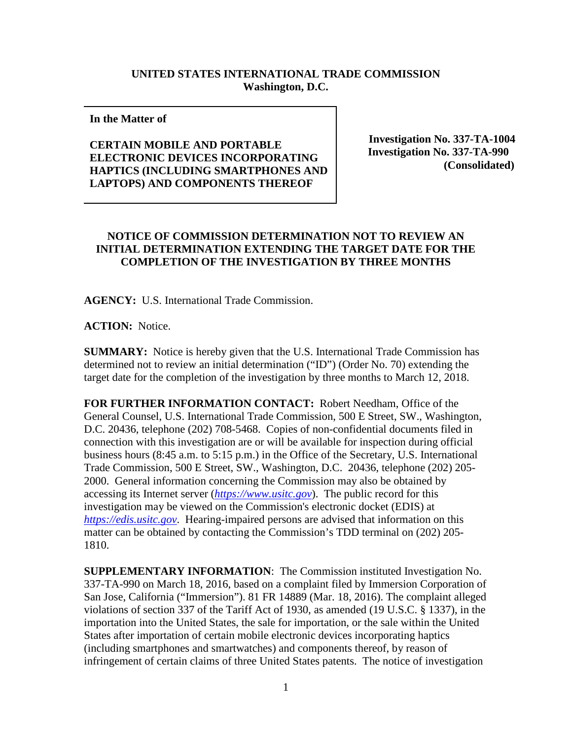**UNITED STATES INTERNATIONAL TRADE COMMISSION**
**Washington, D.C.**

| In the Matter of<br><br>CERTAIN MOBILE AND PORTABLE ELECTRONIC DEVICES INCORPORATING HAPTICS (INCLUDING SMARTPHONES AND LAPTOPS) AND COMPONENTS THEREOF | Investigation No. 337-TA-1004<br>Investigation No. 337-TA-990<br>(Consolidated) |
|---|---|

## NOTICE OF COMMISSION DETERMINATION NOT TO REVIEW AN INITIAL DETERMINATION EXTENDING THE TARGET DATE FOR THE COMPLETION OF THE INVESTIGATION BY THREE MONTHS

**AGENCY:** U.S. International Trade Commission.

**ACTION:** Notice.

**SUMMARY:** Notice is hereby given that the U.S. International Trade Commission has determined not to review an initial determination ("ID") (Order No. 70) extending the target date for the completion of the investigation by three months to March 12, 2018.

**FOR FURTHER INFORMATION CONTACT:** Robert Needham, Office of the General Counsel, U.S. International Trade Commission, 500 E Street, SW., Washington, D.C. 20436, telephone (202) 708-5468. Copies of non-confidential documents filed in connection with this investigation are or will be available for inspection during official business hours (8:45 a.m. to 5:15 p.m.) in the Office of the Secretary, U.S. International Trade Commission, 500 E Street, SW., Washington, D.C. 20436, telephone (202) 205-2000. General information concerning the Commission may also be obtained by accessing its Internet server (*https://www.usitc.gov*). The public record for this investigation may be viewed on the Commission's electronic docket (EDIS) at *https://edis.usitc.gov*. Hearing-impaired persons are advised that information on this matter can be obtained by contacting the Commission's TDD terminal on (202) 205-1810.

**SUPPLEMENTARY INFORMATION**: The Commission instituted Investigation No. 337-TA-990 on March 18, 2016, based on a complaint filed by Immersion Corporation of San Jose, California ("Immersion"). 81 FR 14889 (Mar. 18, 2016). The complaint alleged violations of section 337 of the Tariff Act of 1930, as amended (19 U.S.C. § 1337), in the importation into the United States, the sale for importation, or the sale within the United States after importation of certain mobile electronic devices incorporating haptics (including smartphones and smartwatches) and components thereof, by reason of infringement of certain claims of three United States patents. The notice of investigation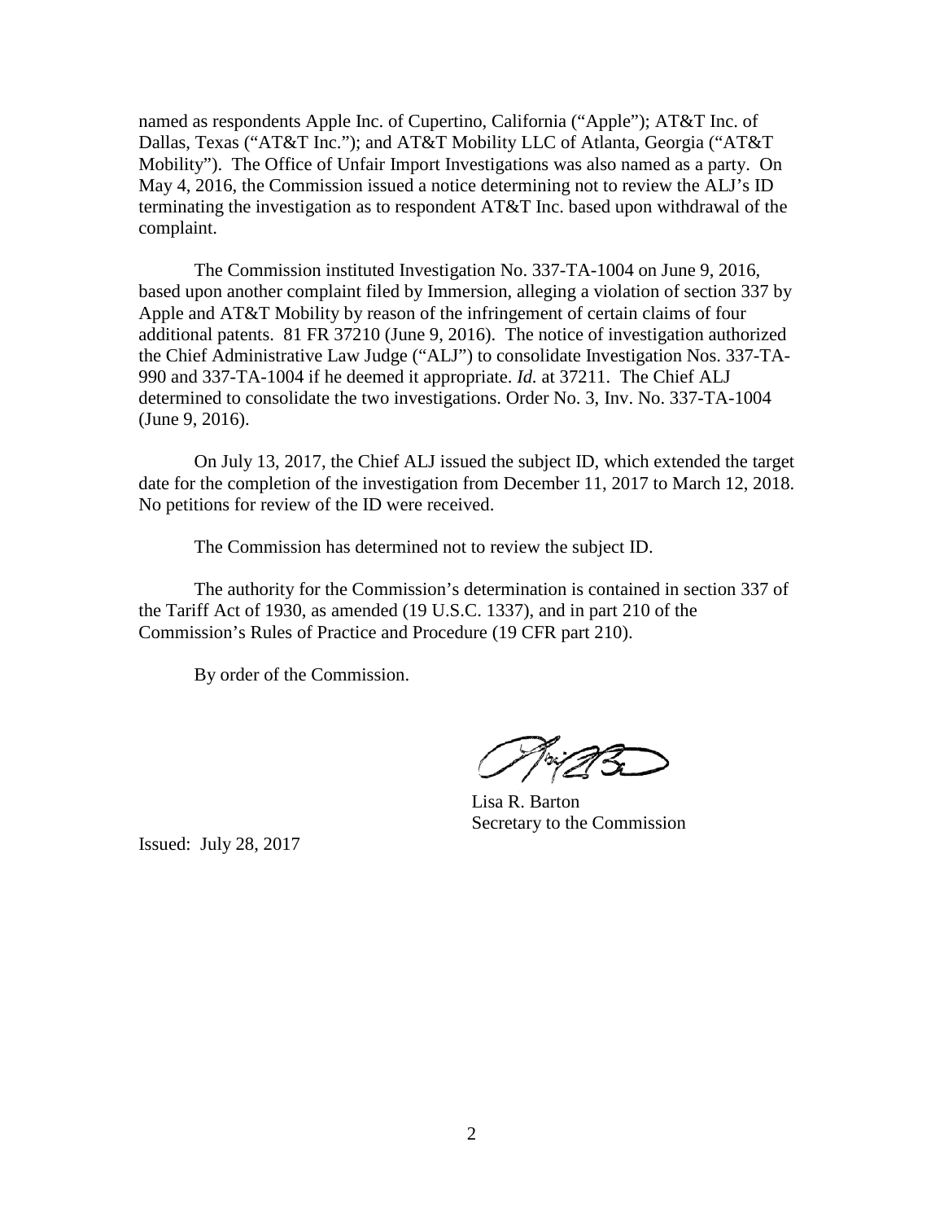named as respondents Apple Inc. of Cupertino, California ("Apple"); AT&T Inc. of Dallas, Texas ("AT&T Inc."); and AT&T Mobility LLC of Atlanta, Georgia ("AT&T Mobility"). The Office of Unfair Import Investigations was also named as a party. On May 4, 2016, the Commission issued a notice determining not to review the ALJ's ID terminating the investigation as to respondent AT&T Inc. based upon withdrawal of the complaint.

The Commission instituted Investigation No. 337-TA-1004 on June 9, 2016, based upon another complaint filed by Immersion, alleging a violation of section 337 by Apple and AT&T Mobility by reason of the infringement of certain claims of four additional patents. 81 FR 37210 (June 9, 2016). The notice of investigation authorized the Chief Administrative Law Judge ("ALJ") to consolidate Investigation Nos. 337-TA-990 and 337-TA-1004 if he deemed it appropriate. *Id.* at 37211. The Chief ALJ determined to consolidate the two investigations. Order No. 3, Inv. No. 337-TA-1004 (June 9, 2016).

On July 13, 2017, the Chief ALJ issued the subject ID, which extended the target date for the completion of the investigation from December 11, 2017 to March 12, 2018. No petitions for review of the ID were received.

The Commission has determined not to review the subject ID.

The authority for the Commission's determination is contained in section 337 of the Tariff Act of 1930, as amended (19 U.S.C. 1337), and in part 210 of the Commission's Rules of Practice and Procedure (19 CFR part 210).

By order of the Commission.

Lisa R. Barton
Secretary to the Commission

Issued: July 28, 2017